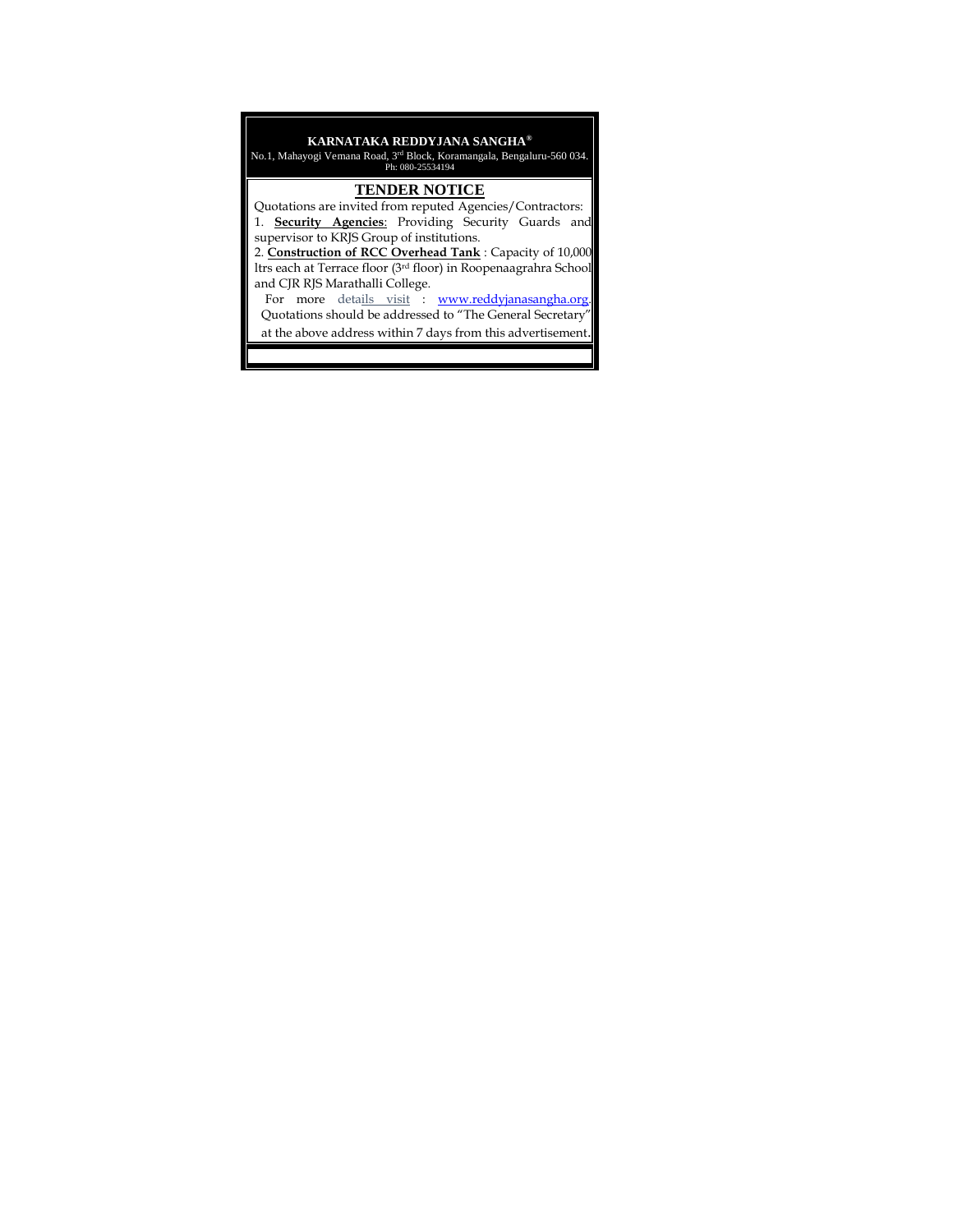# KARNATAKA REDDYJANA SANGHA®

No.1, Mahayogi Vemana Road, 3rd Block, Koramangala, Bengaluru-560 034.
Ph: 080-25534194

## TENDER NOTICE

Quotations are invited from reputed Agencies/Contractors:

1. **Security Agencies**: Providing Security Guards and supervisor to KRJS Group of institutions.
2. **Construction of RCC Overhead Tank** : Capacity of 10,000 ltrs each at Terrace floor (3rd floor) in Roopenaagrahra School and CJR RJS Marathalli College.

For more details visit : www.reddyjanasangha.org.
Quotations should be addressed to "The General Secretary" at the above address within 7 days from this advertisement.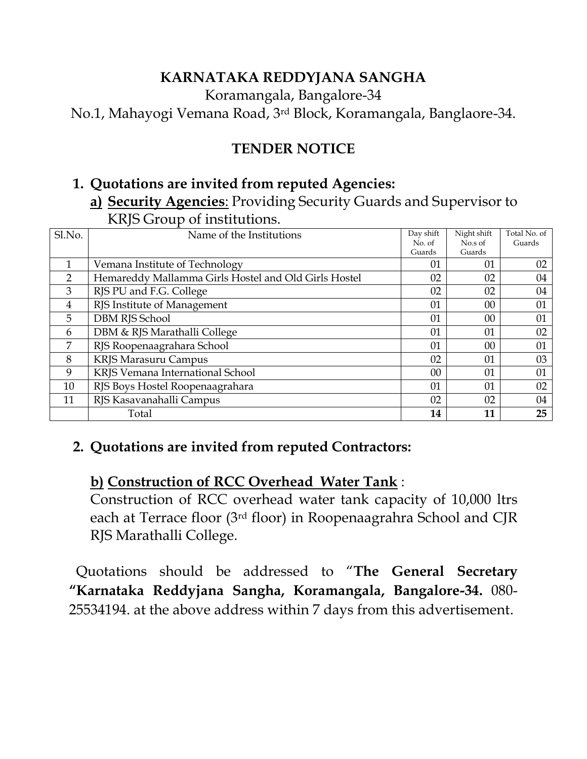**KARNATAKA REDDYJANA SANGHA**

Koramangala, Bangalore-34

No.1, Mahayogi Vemana Road, 3rd Block, Koramangala, Banglaore-34.

**TENDER NOTICE**

1. **Quotations are invited from reputed Agencies:**

   **a) Security Agencies**: Providing Security Guards and Supervisor to KRJS Group of institutions.

| Sl.No. | Name of the Institutions | Day shift No. of Guards | Night shift No.s of Guards | Total No. of Guards |
|---|---|---|---|---|
| 1 | Vemana Institute of Technology | 01 | 01 | 02 |
| 2 | Hemareddy Mallamma Girls Hostel and Old Girls Hostel | 02 | 02 | 04 |
| 3 | RJS PU and F.G. College | 02 | 02 | 04 |
| 4 | RJS Institute of Management | 01 | 00 | 01 |
| 5 | DBM RJS School | 01 | 00 | 01 |
| 6 | DBM & RJS Marathalli College | 01 | 01 | 02 |
| 7 | RJS Roopenaagrahara School | 01 | 00 | 01 |
| 8 | KRJS Marasuru Campus | 02 | 01 | 03 |
| 9 | KRJS Vemana International School | 00 | 01 | 01 |
| 10 | RJS Boys Hostel Roopenaagrahara | 01 | 01 | 02 |
| 11 | RJS Kasavanahalli Campus | 02 | 02 | 04 |
| | Total | **14** | **11** | **25** |

2. **Quotations are invited from reputed Contractors:**

   **b) Construction of RCC Overhead Water Tank** :

   Construction of RCC overhead water tank capacity of 10,000 ltrs each at Terrace floor (3rd floor) in Roopenaagrahra School and CJR RJS Marathalli College.

Quotations should be addressed to "**The General Secretary "Karnataka Reddyjana Sangha, Koramangala, Bangalore-34.** 080-25534194. at the above address within 7 days from this advertisement.